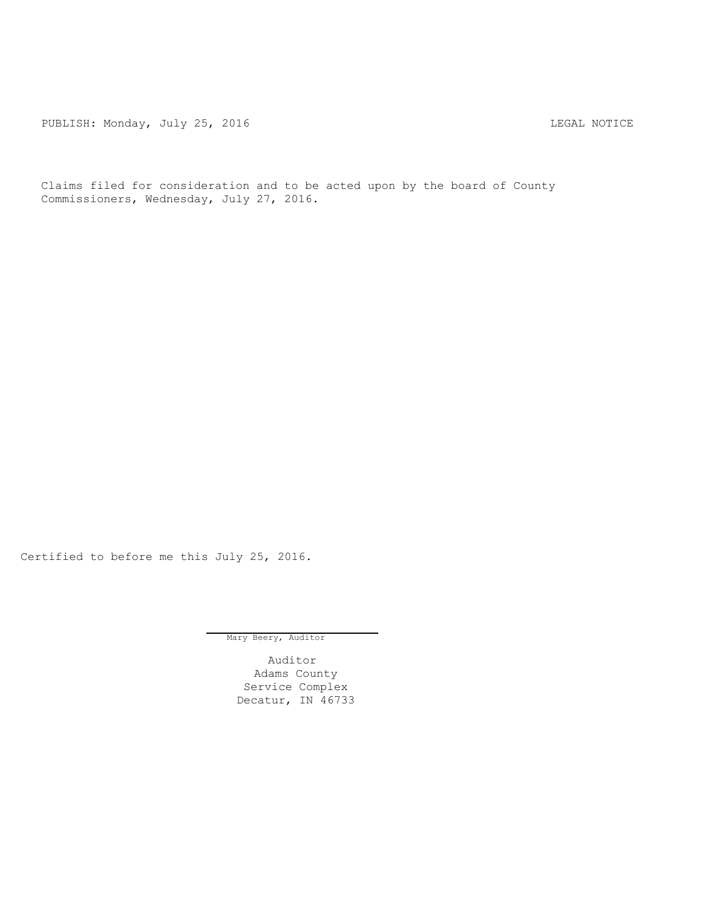PUBLISH: Monday, July 25, 2016 LEGAL NOTICE

Claims filed for consideration and to be acted upon by the board of County Commissioners, Wednesday, July 27, 2016.

Certified to before me this July 25, 2016.

Mary Beery, Auditor

Auditor
Adams County
Service Complex
Decatur, IN 46733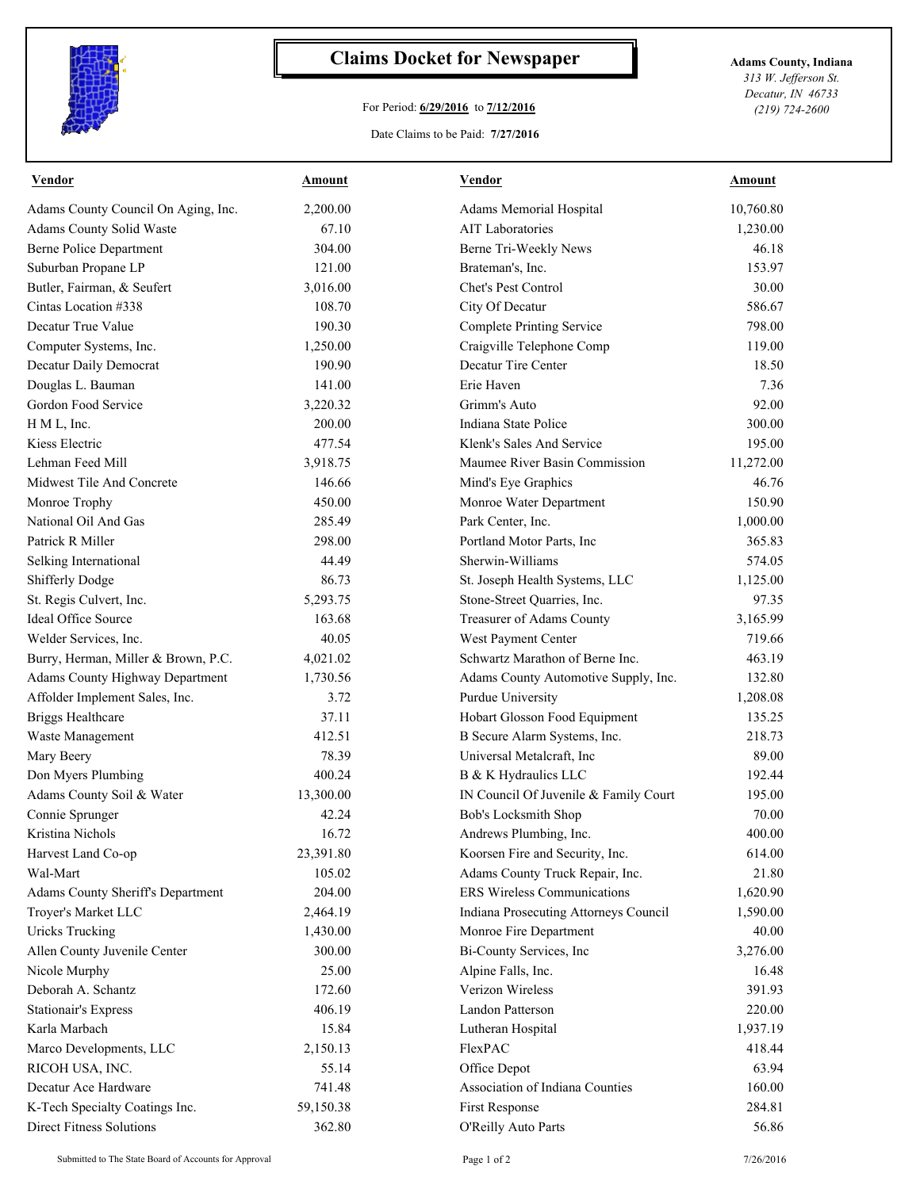# Claims Docket for Newspaper

For Period: **6/29/2016** to **7/12/2016**

Date Claims to be Paid: **7/27/2016**

**Adams County, Indiana**
*313 W. Jefferson St.*
*Decatur, IN 46733*
*(219) 724-2600*

| Vendor | Amount | Vendor | Amount |
|---|---|---|---|
| Adams County Council On Aging, Inc. | 2,200.00 | Adams Memorial Hospital | 10,760.80 |
| Adams County Solid Waste | 67.10 | AIT Laboratories | 1,230.00 |
| Berne Police Department | 304.00 | Berne Tri-Weekly News | 46.18 |
| Suburban Propane LP | 121.00 | Brateman's, Inc. | 153.97 |
| Butler, Fairman, & Seufert | 3,016.00 | Chet's Pest Control | 30.00 |
| Cintas Location #338 | 108.70 | City Of Decatur | 586.67 |
| Decatur True Value | 190.30 | Complete Printing Service | 798.00 |
| Computer Systems, Inc. | 1,250.00 | Craigville Telephone Comp | 119.00 |
| Decatur Daily Democrat | 190.90 | Decatur Tire Center | 18.50 |
| Douglas L. Bauman | 141.00 | Erie Haven | 7.36 |
| Gordon Food Service | 3,220.32 | Grimm's Auto | 92.00 |
| H M L, Inc. | 200.00 | Indiana State Police | 300.00 |
| Kiess Electric | 477.54 | Klenk's Sales And Service | 195.00 |
| Lehman Feed Mill | 3,918.75 | Maumee River Basin Commission | 11,272.00 |
| Midwest Tile And Concrete | 146.66 | Mind's Eye Graphics | 46.76 |
| Monroe Trophy | 450.00 | Monroe Water Department | 150.90 |
| National Oil And Gas | 285.49 | Park Center, Inc. | 1,000.00 |
| Patrick R Miller | 298.00 | Portland Motor Parts, Inc | 365.83 |
| Selking International | 44.49 | Sherwin-Williams | 574.05 |
| Shifferly Dodge | 86.73 | St. Joseph Health Systems, LLC | 1,125.00 |
| St. Regis Culvert, Inc. | 5,293.75 | Stone-Street Quarries, Inc. | 97.35 |
| Ideal Office Source | 163.68 | Treasurer of Adams County | 3,165.99 |
| Welder Services, Inc. | 40.05 | West Payment Center | 719.66 |
| Burry, Herman, Miller & Brown, P.C. | 4,021.02 | Schwartz Marathon of Berne Inc. | 463.19 |
| Adams County Highway Department | 1,730.56 | Adams County Automotive Supply, Inc. | 132.80 |
| Affolder Implement Sales, Inc. | 3.72 | Purdue University | 1,208.08 |
| Briggs Healthcare | 37.11 | Hobart Glosson Food Equipment | 135.25 |
| Waste Management | 412.51 | B Secure Alarm Systems, Inc. | 218.73 |
| Mary Beery | 78.39 | Universal Metalcraft, Inc | 89.00 |
| Don Myers Plumbing | 400.24 | B & K Hydraulics LLC | 192.44 |
| Adams County Soil & Water | 13,300.00 | IN Council Of Juvenile & Family Court | 195.00 |
| Connie Sprunger | 42.24 | Bob's Locksmith Shop | 70.00 |
| Kristina Nichols | 16.72 | Andrews Plumbing, Inc. | 400.00 |
| Harvest Land Co-op | 23,391.80 | Koorsen Fire and Security, Inc. | 614.00 |
| Wal-Mart | 105.02 | Adams County Truck Repair, Inc. | 21.80 |
| Adams County Sheriff's Department | 204.00 | ERS Wireless Communications | 1,620.90 |
| Troyer's Market LLC | 2,464.19 | Indiana Prosecuting Attorneys Council | 1,590.00 |
| Uricks Trucking | 1,430.00 | Monroe Fire Department | 40.00 |
| Allen County Juvenile Center | 300.00 | Bi-County Services, Inc | 3,276.00 |
| Nicole Murphy | 25.00 | Alpine Falls, Inc. | 16.48 |
| Deborah A. Schantz | 172.60 | Verizon Wireless | 391.93 |
| Stationair's Express | 406.19 | Landon Patterson | 220.00 |
| Karla Marbach | 15.84 | Lutheran Hospital | 1,937.19 |
| Marco Developments, LLC | 2,150.13 | FlexPAC | 418.44 |
| RICOH USA, INC. | 55.14 | Office Depot | 63.94 |
| Decatur Ace Hardware | 741.48 | Association of Indiana Counties | 160.00 |
| K-Tech Specialty Coatings Inc. | 59,150.38 | First Response | 284.81 |
| Direct Fitness Solutions | 362.80 | O'Reilly Auto Parts | 56.86 |

Submitted to The State Board of Accounts for Approval — 7/26/2016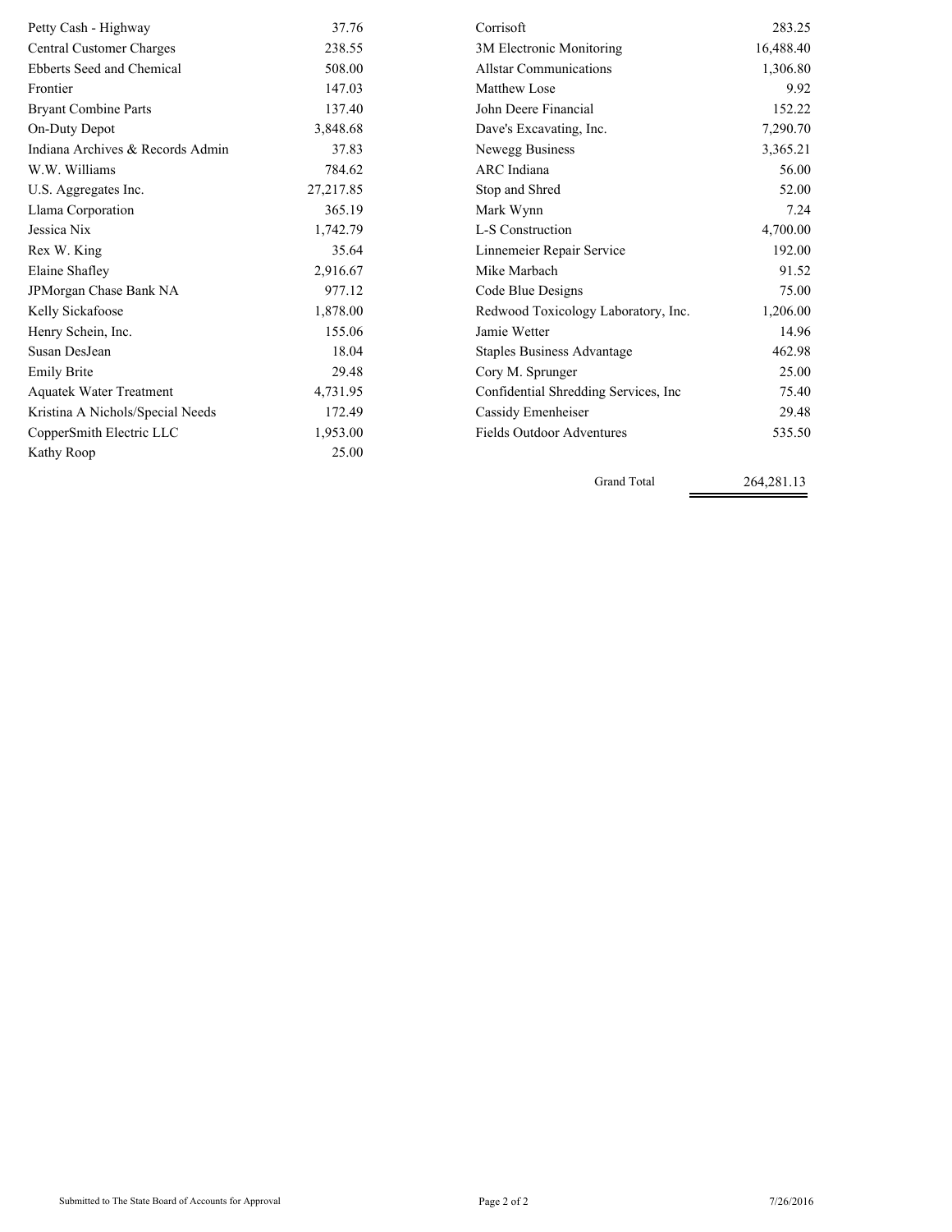| | | | |
|---|---|---|---|
| Petty Cash - Highway | 37.76 | Corrisoft | 283.25 |
| Central Customer Charges | 238.55 | 3M Electronic Monitoring | 16,488.40 |
| Ebberts Seed and Chemical | 508.00 | Allstar Communications | 1,306.80 |
| Frontier | 147.03 | Matthew Lose | 9.92 |
| Bryant Combine Parts | 137.40 | John Deere Financial | 152.22 |
| On-Duty Depot | 3,848.68 | Dave's Excavating, Inc. | 7,290.70 |
| Indiana Archives & Records Admin | 37.83 | Newegg Business | 3,365.21 |
| W.W. Williams | 784.62 | ARC Indiana | 56.00 |
| U.S. Aggregates Inc. | 27,217.85 | Stop and Shred | 52.00 |
| Llama Corporation | 365.19 | Mark Wynn | 7.24 |
| Jessica Nix | 1,742.79 | L-S Construction | 4,700.00 |
| Rex W. King | 35.64 | Linnemeier Repair Service | 192.00 |
| Elaine Shafley | 2,916.67 | Mike Marbach | 91.52 |
| JPMorgan Chase Bank NA | 977.12 | Code Blue Designs | 75.00 |
| Kelly Sickafoose | 1,878.00 | Redwood Toxicology Laboratory, Inc. | 1,206.00 |
| Henry Schein, Inc. | 155.06 | Jamie Wetter | 14.96 |
| Susan DesJean | 18.04 | Staples Business Advantage | 462.98 |
| Emily Brite | 29.48 | Cory M. Sprunger | 25.00 |
| Aquatek Water Treatment | 4,731.95 | Confidential Shredding Services, Inc | 75.40 |
| Kristina A Nichols/Special Needs | 172.49 | Cassidy Emenheiser | 29.48 |
| CopperSmith Electric LLC | 1,953.00 | Fields Outdoor Adventures | 535.50 |
| Kathy Roop | 25.00 | | |
| | | Grand Total | 264,281.13 |

Submitted to The State Board of Accounts for Approval

7/26/2016